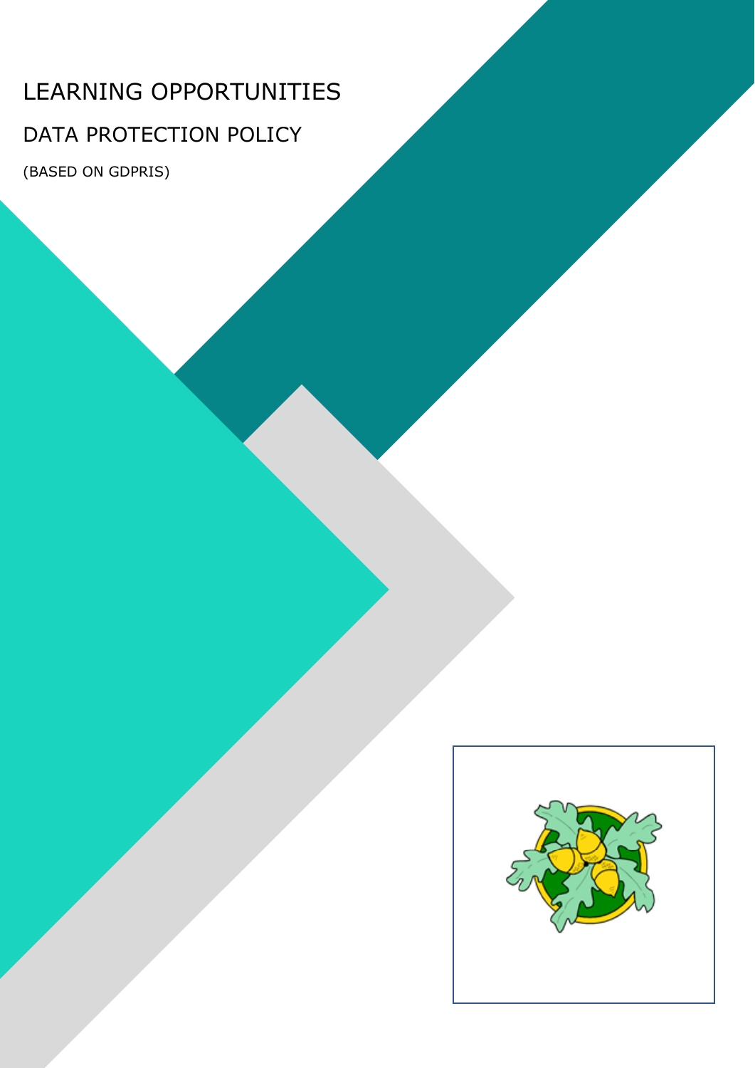# LEARNING OPPORTUNITIES

## DATA PROTECTION POLICY

(BASED ON GDPRIS)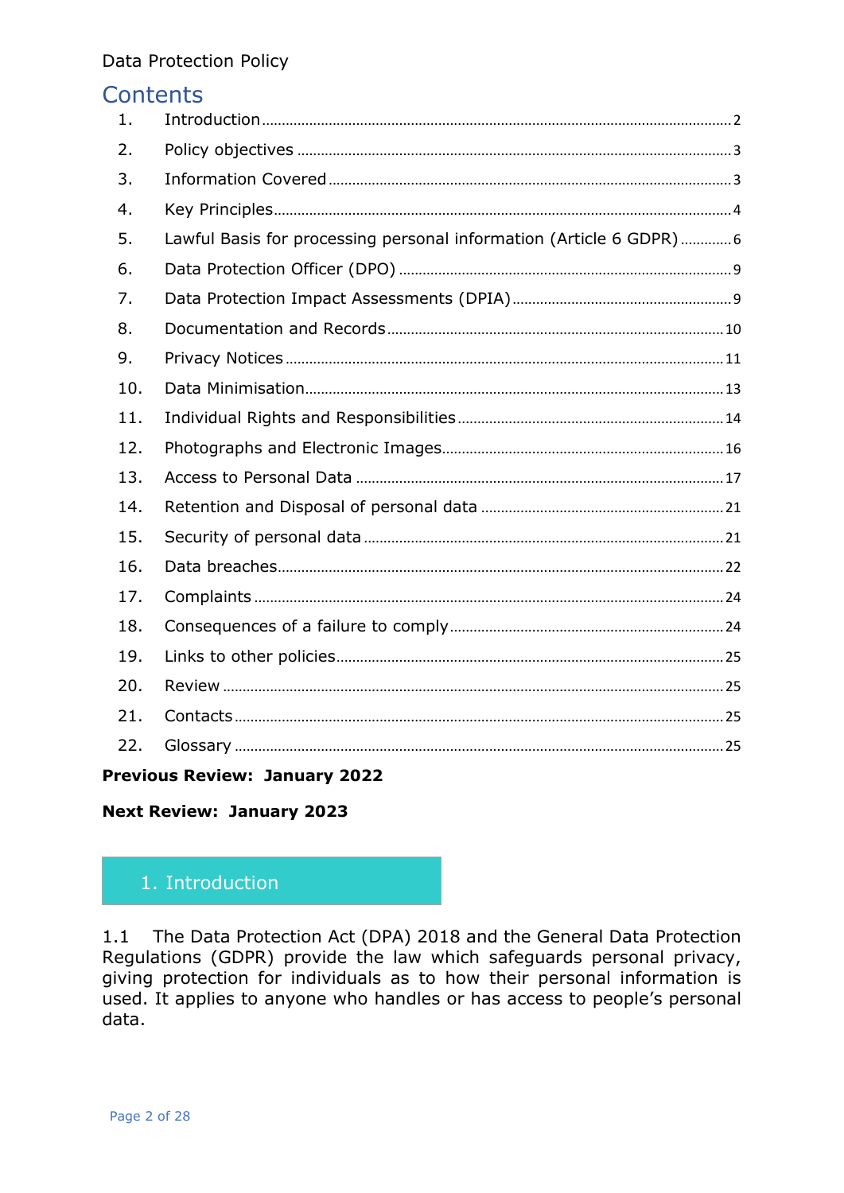## Contents

| | | |
|---|---|---|
| 1. | Introduction | 2 |
| 2. | Policy objectives | 3 |
| 3. | Information Covered | 3 |
| 4. | Key Principles | 4 |
| 5. | Lawful Basis for processing personal information (Article 6 GDPR) | 6 |
| 6. | Data Protection Officer (DPO) | 9 |
| 7. | Data Protection Impact Assessments (DPIA) | 9 |
| 8. | Documentation and Records | 10 |
| 9. | Privacy Notices | 11 |
| 10. | Data Minimisation | 13 |
| 11. | Individual Rights and Responsibilities | 14 |
| 12. | Photographs and Electronic Images | 16 |
| 13. | Access to Personal Data | 17 |
| 14. | Retention and Disposal of personal data | 21 |
| 15. | Security of personal data | 21 |
| 16. | Data breaches | 22 |
| 17. | Complaints | 24 |
| 18. | Consequences of a failure to comply | 24 |
| 19. | Links to other policies | 25 |
| 20. | Review | 25 |
| 21. | Contacts | 25 |
| 22. | Glossary | 25 |

**Previous Review: January 2022**

**Next Review: January 2023**

## 1. Introduction

1.1 The Data Protection Act (DPA) 2018 and the General Data Protection Regulations (GDPR) provide the law which safeguards personal privacy, giving protection for individuals as to how their personal information is used. It applies to anyone who handles or has access to people's personal data.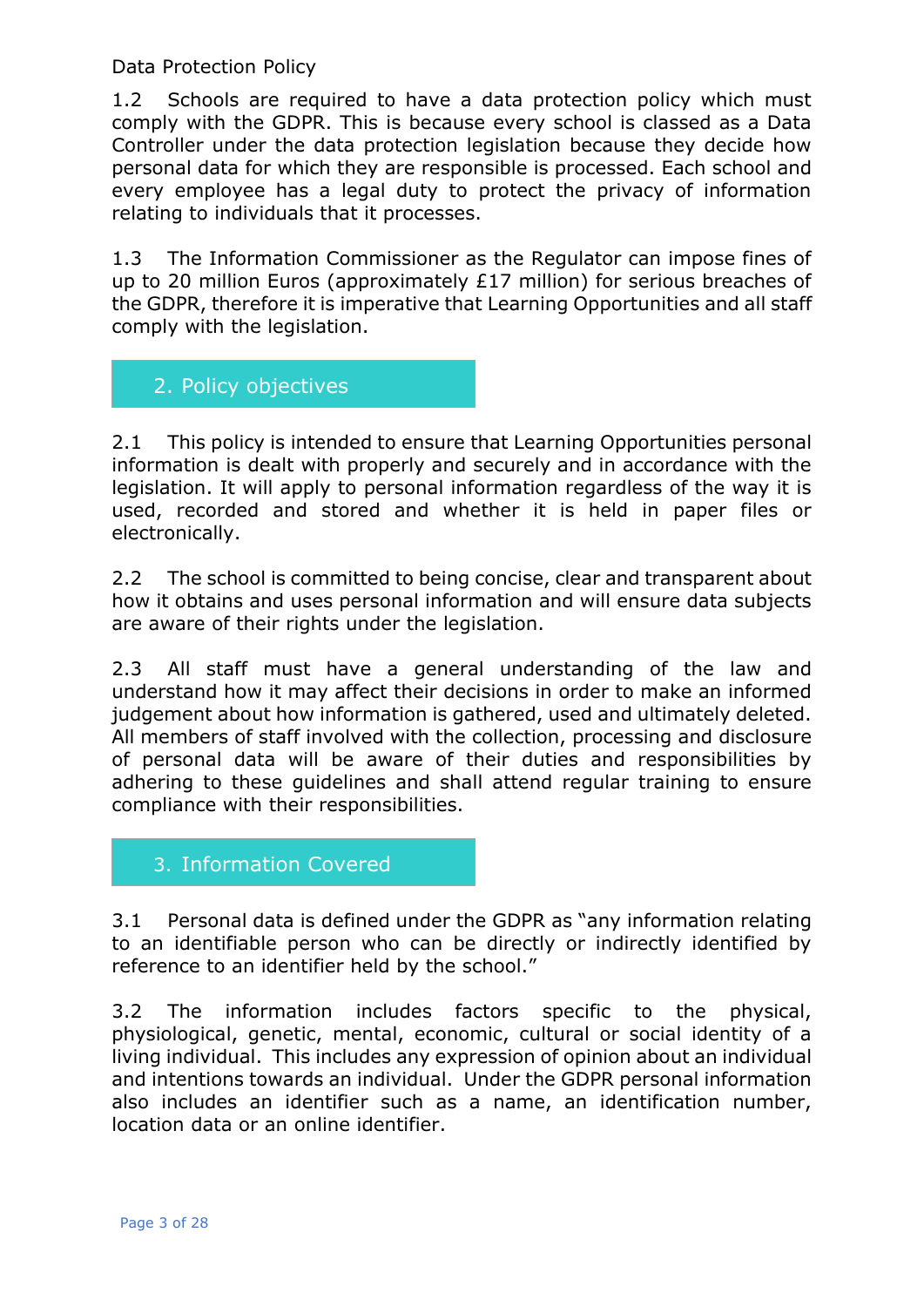1.2 Schools are required to have a data protection policy which must comply with the GDPR. This is because every school is classed as a Data Controller under the data protection legislation because they decide how personal data for which they are responsible is processed. Each school and every employee has a legal duty to protect the privacy of information relating to individuals that it processes.

1.3 The Information Commissioner as the Regulator can impose fines of up to 20 million Euros (approximately £17 million) for serious breaches of the GDPR, therefore it is imperative that Learning Opportunities and all staff comply with the legislation.

## 2. Policy objectives

2.1 This policy is intended to ensure that Learning Opportunities personal information is dealt with properly and securely and in accordance with the legislation. It will apply to personal information regardless of the way it is used, recorded and stored and whether it is held in paper files or electronically.

2.2 The school is committed to being concise, clear and transparent about how it obtains and uses personal information and will ensure data subjects are aware of their rights under the legislation.

2.3 All staff must have a general understanding of the law and understand how it may affect their decisions in order to make an informed judgement about how information is gathered, used and ultimately deleted. All members of staff involved with the collection, processing and disclosure of personal data will be aware of their duties and responsibilities by adhering to these guidelines and shall attend regular training to ensure compliance with their responsibilities.

## 3. Information Covered

3.1 Personal data is defined under the GDPR as "any information relating to an identifiable person who can be directly or indirectly identified by reference to an identifier held by the school."

3.2 The information includes factors specific to the physical, physiological, genetic, mental, economic, cultural or social identity of a living individual. This includes any expression of opinion about an individual and intentions towards an individual. Under the GDPR personal information also includes an identifier such as a name, an identification number, location data or an online identifier.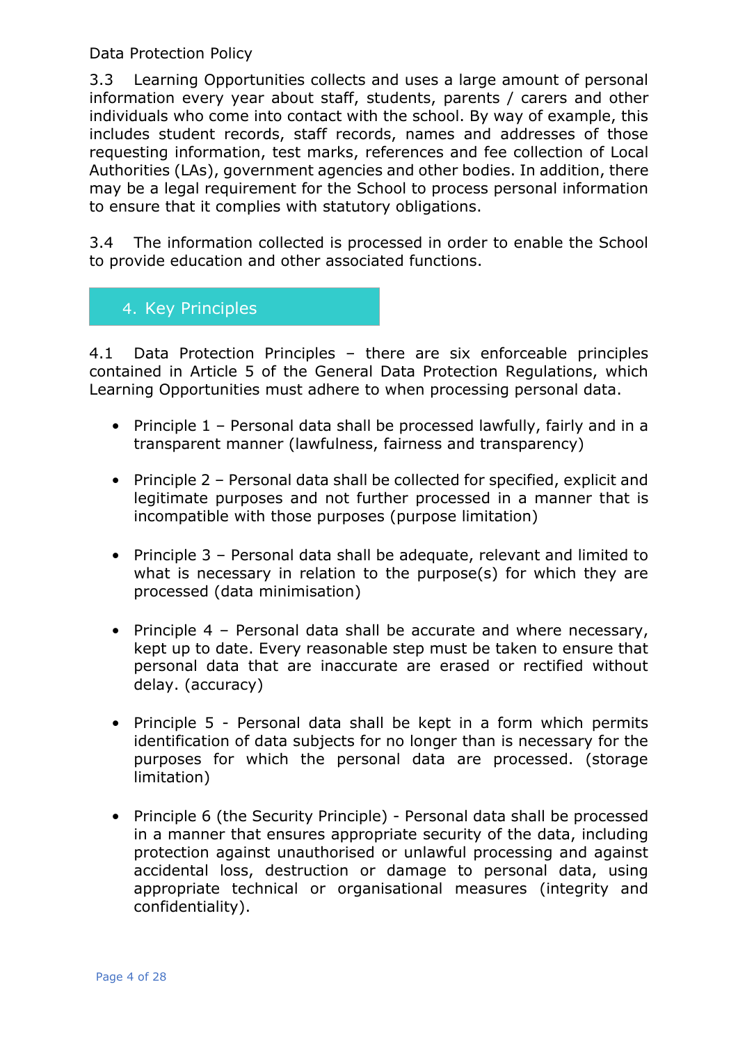3.3 Learning Opportunities collects and uses a large amount of personal information every year about staff, students, parents / carers and other individuals who come into contact with the school. By way of example, this includes student records, staff records, names and addresses of those requesting information, test marks, references and fee collection of Local Authorities (LAs), government agencies and other bodies. In addition, there may be a legal requirement for the School to process personal information to ensure that it complies with statutory obligations.

3.4 The information collected is processed in order to enable the School to provide education and other associated functions.

## 4. Key Principles

4.1 Data Protection Principles – there are six enforceable principles contained in Article 5 of the General Data Protection Regulations, which Learning Opportunities must adhere to when processing personal data.

- Principle 1 – Personal data shall be processed lawfully, fairly and in a transparent manner (lawfulness, fairness and transparency)
- Principle 2 – Personal data shall be collected for specified, explicit and legitimate purposes and not further processed in a manner that is incompatible with those purposes (purpose limitation)
- Principle 3 – Personal data shall be adequate, relevant and limited to what is necessary in relation to the purpose(s) for which they are processed (data minimisation)
- Principle 4 – Personal data shall be accurate and where necessary, kept up to date. Every reasonable step must be taken to ensure that personal data that are inaccurate are erased or rectified without delay. (accuracy)
- Principle 5 - Personal data shall be kept in a form which permits identification of data subjects for no longer than is necessary for the purposes for which the personal data are processed. (storage limitation)
- Principle 6 (the Security Principle) - Personal data shall be processed in a manner that ensures appropriate security of the data, including protection against unauthorised or unlawful processing and against accidental loss, destruction or damage to personal data, using appropriate technical or organisational measures (integrity and confidentiality).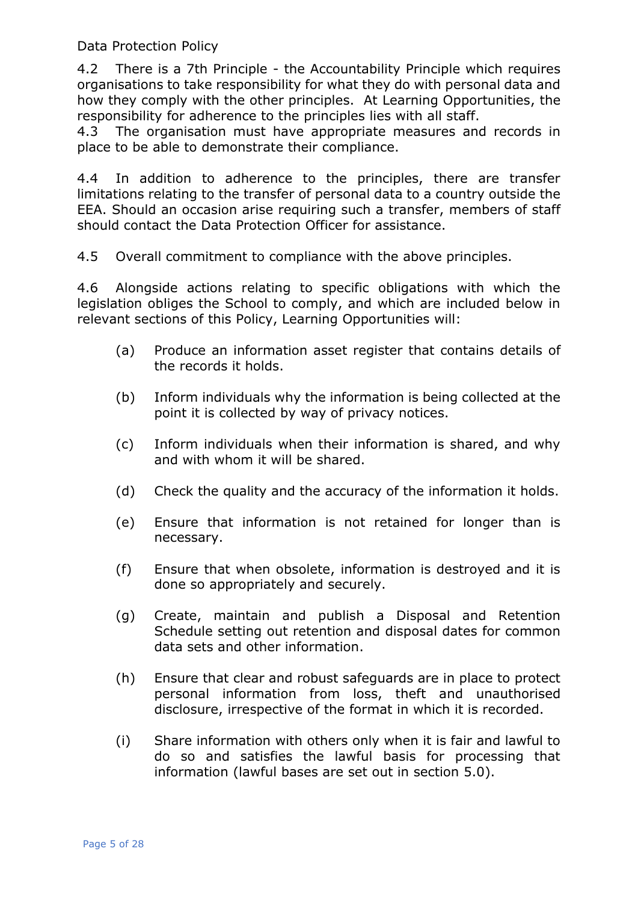4.2 There is a 7th Principle - the Accountability Principle which requires organisations to take responsibility for what they do with personal data and how they comply with the other principles. At Learning Opportunities, the responsibility for adherence to the principles lies with all staff.

4.3 The organisation must have appropriate measures and records in place to be able to demonstrate their compliance.

4.4 In addition to adherence to the principles, there are transfer limitations relating to the transfer of personal data to a country outside the EEA. Should an occasion arise requiring such a transfer, members of staff should contact the Data Protection Officer for assistance.

4.5 Overall commitment to compliance with the above principles.

4.6 Alongside actions relating to specific obligations with which the legislation obliges the School to comply, and which are included below in relevant sections of this Policy, Learning Opportunities will:

(a) Produce an information asset register that contains details of the records it holds.

(b) Inform individuals why the information is being collected at the point it is collected by way of privacy notices.

(c) Inform individuals when their information is shared, and why and with whom it will be shared.

(d) Check the quality and the accuracy of the information it holds.

(e) Ensure that information is not retained for longer than is necessary.

(f) Ensure that when obsolete, information is destroyed and it is done so appropriately and securely.

(g) Create, maintain and publish a Disposal and Retention Schedule setting out retention and disposal dates for common data sets and other information.

(h) Ensure that clear and robust safeguards are in place to protect personal information from loss, theft and unauthorised disclosure, irrespective of the format in which it is recorded.

(i) Share information with others only when it is fair and lawful to do so and satisfies the lawful basis for processing that information (lawful bases are set out in section 5.0).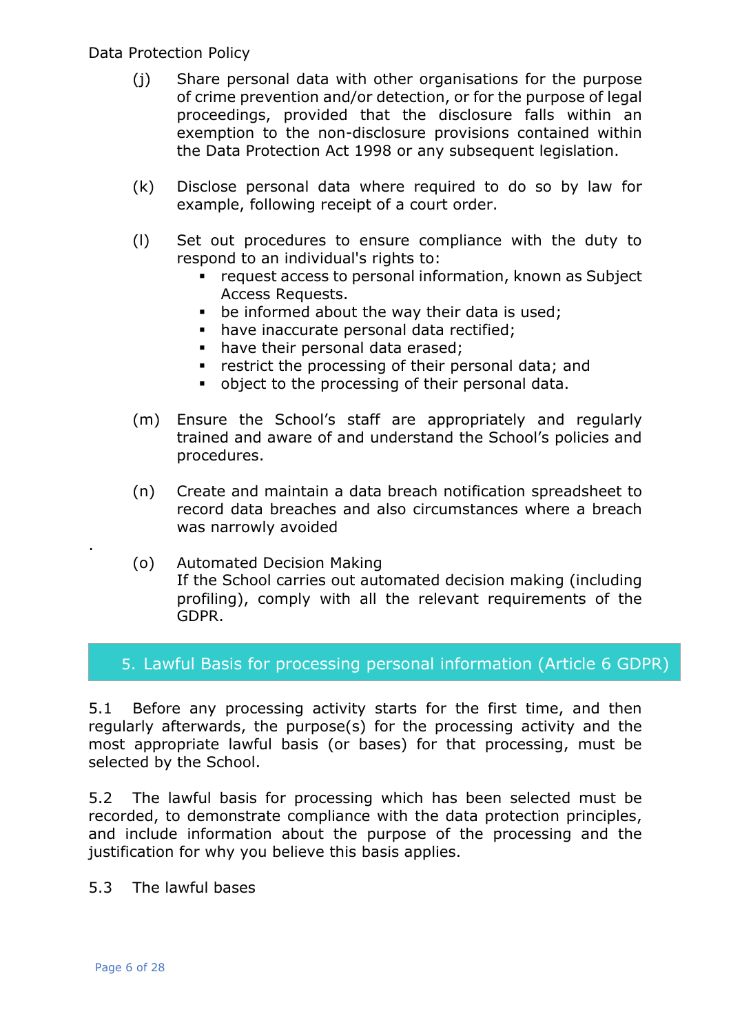(j) Share personal data with other organisations for the purpose of crime prevention and/or detection, or for the purpose of legal proceedings, provided that the disclosure falls within an exemption to the non-disclosure provisions contained within the Data Protection Act 1998 or any subsequent legislation.

(k) Disclose personal data where required to do so by law for example, following receipt of a court order.

(l) Set out procedures to ensure compliance with the duty to respond to an individual's rights to:
   - request access to personal information, known as Subject Access Requests.
   - be informed about the way their data is used;
   - have inaccurate personal data rectified;
   - have their personal data erased;
   - restrict the processing of their personal data; and
   - object to the processing of their personal data.

(m) Ensure the School's staff are appropriately and regularly trained and aware of and understand the School's policies and procedures.

(n) Create and maintain a data breach notification spreadsheet to record data breaches and also circumstances where a breach was narrowly avoided

.

(o) Automated Decision Making
If the School carries out automated decision making (including profiling), comply with all the relevant requirements of the GDPR.

## 5. Lawful Basis for processing personal information (Article 6 GDPR)

5.1 Before any processing activity starts for the first time, and then regularly afterwards, the purpose(s) for the processing activity and the most appropriate lawful basis (or bases) for that processing, must be selected by the School.

5.2 The lawful basis for processing which has been selected must be recorded, to demonstrate compliance with the data protection principles, and include information about the purpose of the processing and the justification for why you believe this basis applies.

5.3 The lawful bases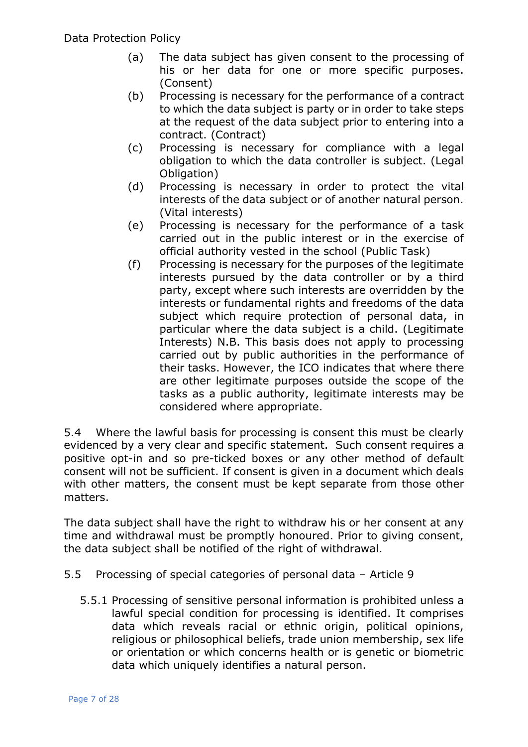(a) The data subject has given consent to the processing of his or her data for one or more specific purposes. (Consent)

(b) Processing is necessary for the performance of a contract to which the data subject is party or in order to take steps at the request of the data subject prior to entering into a contract. (Contract)

(c) Processing is necessary for compliance with a legal obligation to which the data controller is subject. (Legal Obligation)

(d) Processing is necessary in order to protect the vital interests of the data subject or of another natural person. (Vital interests)

(e) Processing is necessary for the performance of a task carried out in the public interest or in the exercise of official authority vested in the school (Public Task)

(f) Processing is necessary for the purposes of the legitimate interests pursued by the data controller or by a third party, except where such interests are overridden by the interests or fundamental rights and freedoms of the data subject which require protection of personal data, in particular where the data subject is a child. (Legitimate Interests) N.B. This basis does not apply to processing carried out by public authorities in the performance of their tasks. However, the ICO indicates that where there are other legitimate purposes outside the scope of the tasks as a public authority, legitimate interests may be considered where appropriate.

5.4 Where the lawful basis for processing is consent this must be clearly evidenced by a very clear and specific statement. Such consent requires a positive opt-in and so pre-ticked boxes or any other method of default consent will not be sufficient. If consent is given in a document which deals with other matters, the consent must be kept separate from those other matters.

The data subject shall have the right to withdraw his or her consent at any time and withdrawal must be promptly honoured. Prior to giving consent, the data subject shall be notified of the right of withdrawal.

5.5 Processing of special categories of personal data – Article 9

5.5.1 Processing of sensitive personal information is prohibited unless a lawful special condition for processing is identified. It comprises data which reveals racial or ethnic origin, political opinions, religious or philosophical beliefs, trade union membership, sex life or orientation or which concerns health or is genetic or biometric data which uniquely identifies a natural person.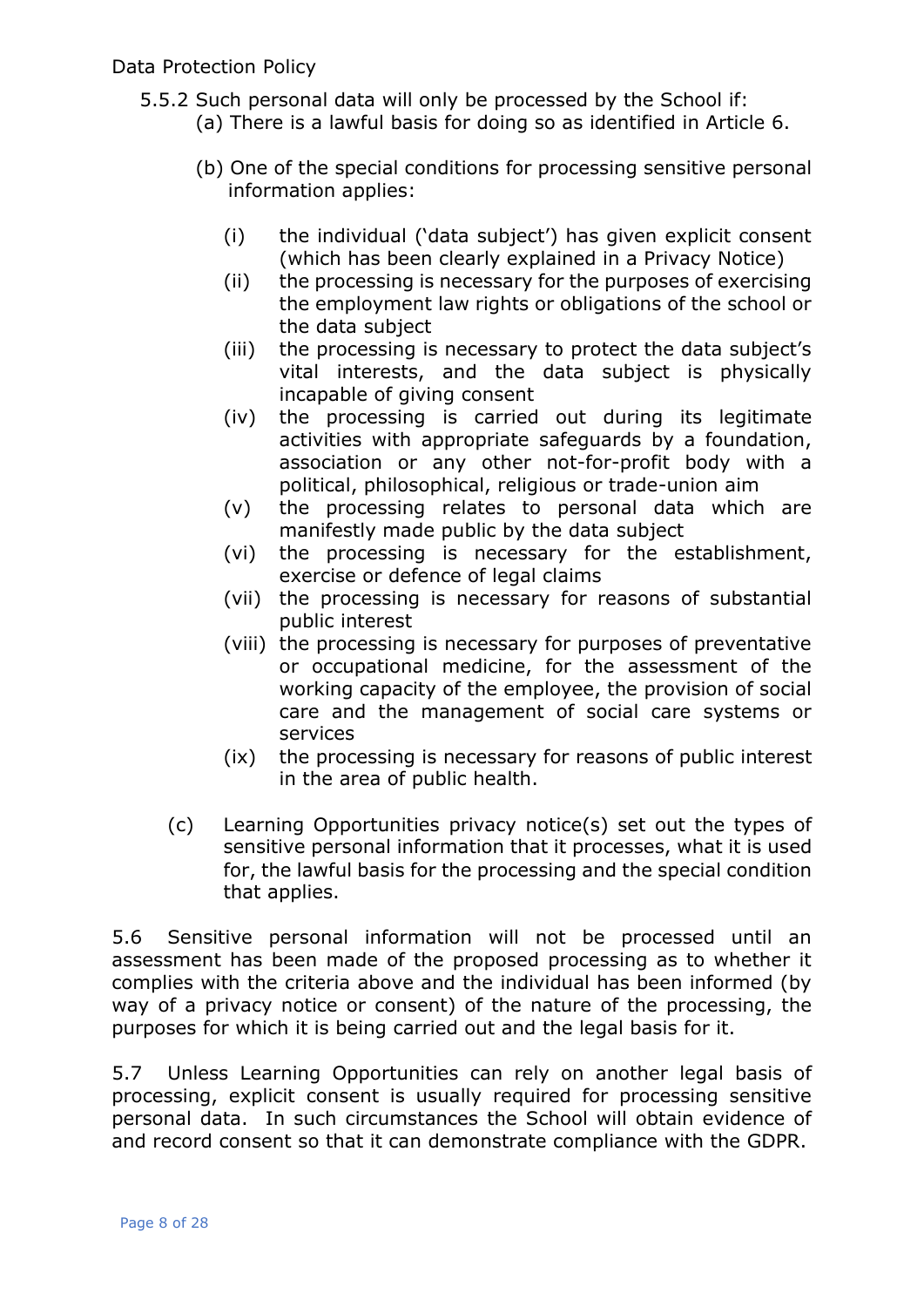5.5.2 Such personal data will only be processed by the School if:

(a) There is a lawful basis for doing so as identified in Article 6.

(b) One of the special conditions for processing sensitive personal information applies:

(i) the individual ('data subject') has given explicit consent (which has been clearly explained in a Privacy Notice)

(ii) the processing is necessary for the purposes of exercising the employment law rights or obligations of the school or the data subject

(iii) the processing is necessary to protect the data subject's vital interests, and the data subject is physically incapable of giving consent

(iv) the processing is carried out during its legitimate activities with appropriate safeguards by a foundation, association or any other not-for-profit body with a political, philosophical, religious or trade-union aim

(v) the processing relates to personal data which are manifestly made public by the data subject

(vi) the processing is necessary for the establishment, exercise or defence of legal claims

(vii) the processing is necessary for reasons of substantial public interest

(viii) the processing is necessary for purposes of preventative or occupational medicine, for the assessment of the working capacity of the employee, the provision of social care and the management of social care systems or services

(ix) the processing is necessary for reasons of public interest in the area of public health.

(c) Learning Opportunities privacy notice(s) set out the types of sensitive personal information that it processes, what it is used for, the lawful basis for the processing and the special condition that applies.

5.6 Sensitive personal information will not be processed until an assessment has been made of the proposed processing as to whether it complies with the criteria above and the individual has been informed (by way of a privacy notice or consent) of the nature of the processing, the purposes for which it is being carried out and the legal basis for it.

5.7 Unless Learning Opportunities can rely on another legal basis of processing, explicit consent is usually required for processing sensitive personal data. In such circumstances the School will obtain evidence of and record consent so that it can demonstrate compliance with the GDPR.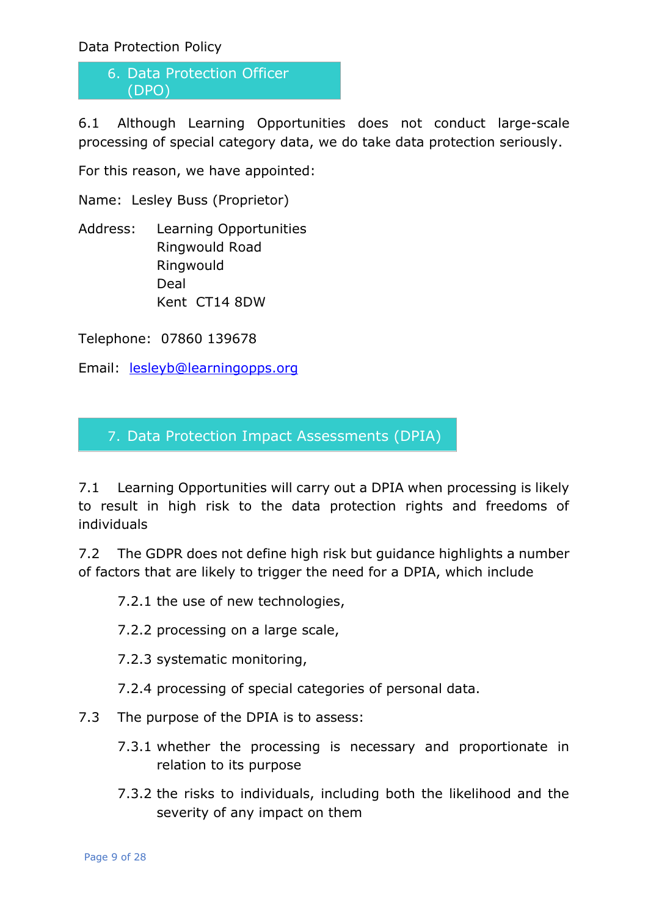## 6. Data Protection Officer (DPO)

6.1 Although Learning Opportunities does not conduct large-scale processing of special category data, we do take data protection seriously.

For this reason, we have appointed:

Name: Lesley Buss (Proprietor)

Address: Learning Opportunities
Ringwould Road
Ringwould
Deal
Kent CT14 8DW

Telephone: 07860 139678

Email: lesleyb@learningopps.org

## 7. Data Protection Impact Assessments (DPIA)

7.1 Learning Opportunities will carry out a DPIA when processing is likely to result in high risk to the data protection rights and freedoms of individuals

7.2 The GDPR does not define high risk but guidance highlights a number of factors that are likely to trigger the need for a DPIA, which include

- 7.2.1 the use of new technologies,
- 7.2.2 processing on a large scale,
- 7.2.3 systematic monitoring,
- 7.2.4 processing of special categories of personal data.

7.3 The purpose of the DPIA is to assess:

- 7.3.1 whether the processing is necessary and proportionate in relation to its purpose
- 7.3.2 the risks to individuals, including both the likelihood and the severity of any impact on them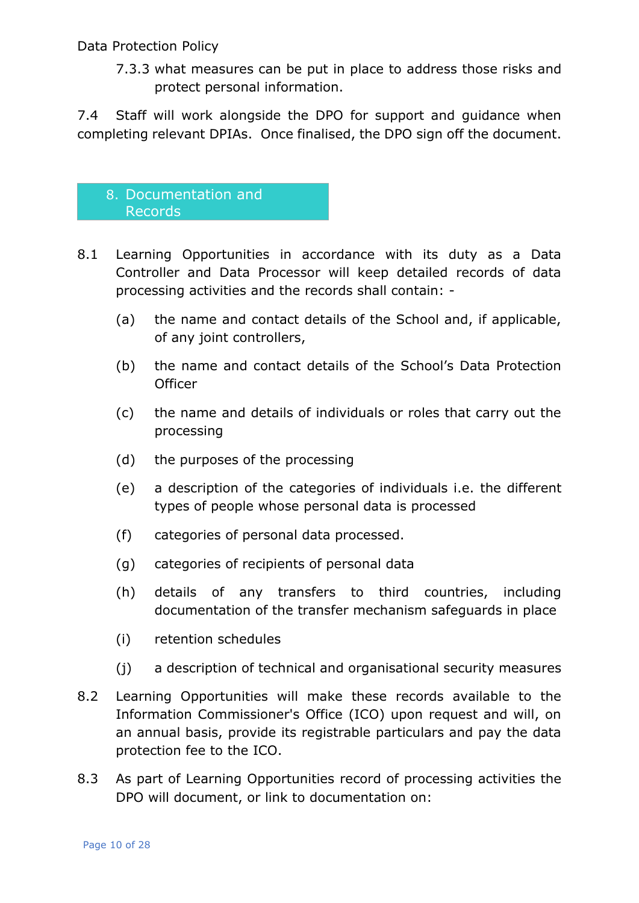7.3.3 what measures can be put in place to address those risks and protect personal information.

7.4 Staff will work alongside the DPO for support and guidance when completing relevant DPIAs. Once finalised, the DPO sign off the document.

## 8. Documentation and Records

8.1 Learning Opportunities in accordance with its duty as a Data Controller and Data Processor will keep detailed records of data processing activities and the records shall contain: -

(a) the name and contact details of the School and, if applicable, of any joint controllers,

(b) the name and contact details of the School's Data Protection Officer

(c) the name and details of individuals or roles that carry out the processing

(d) the purposes of the processing

(e) a description of the categories of individuals i.e. the different types of people whose personal data is processed

(f) categories of personal data processed.

(g) categories of recipients of personal data

(h) details of any transfers to third countries, including documentation of the transfer mechanism safeguards in place

(i) retention schedules

(j) a description of technical and organisational security measures

8.2 Learning Opportunities will make these records available to the Information Commissioner's Office (ICO) upon request and will, on an annual basis, provide its registrable particulars and pay the data protection fee to the ICO.

8.3 As part of Learning Opportunities record of processing activities the DPO will document, or link to documentation on: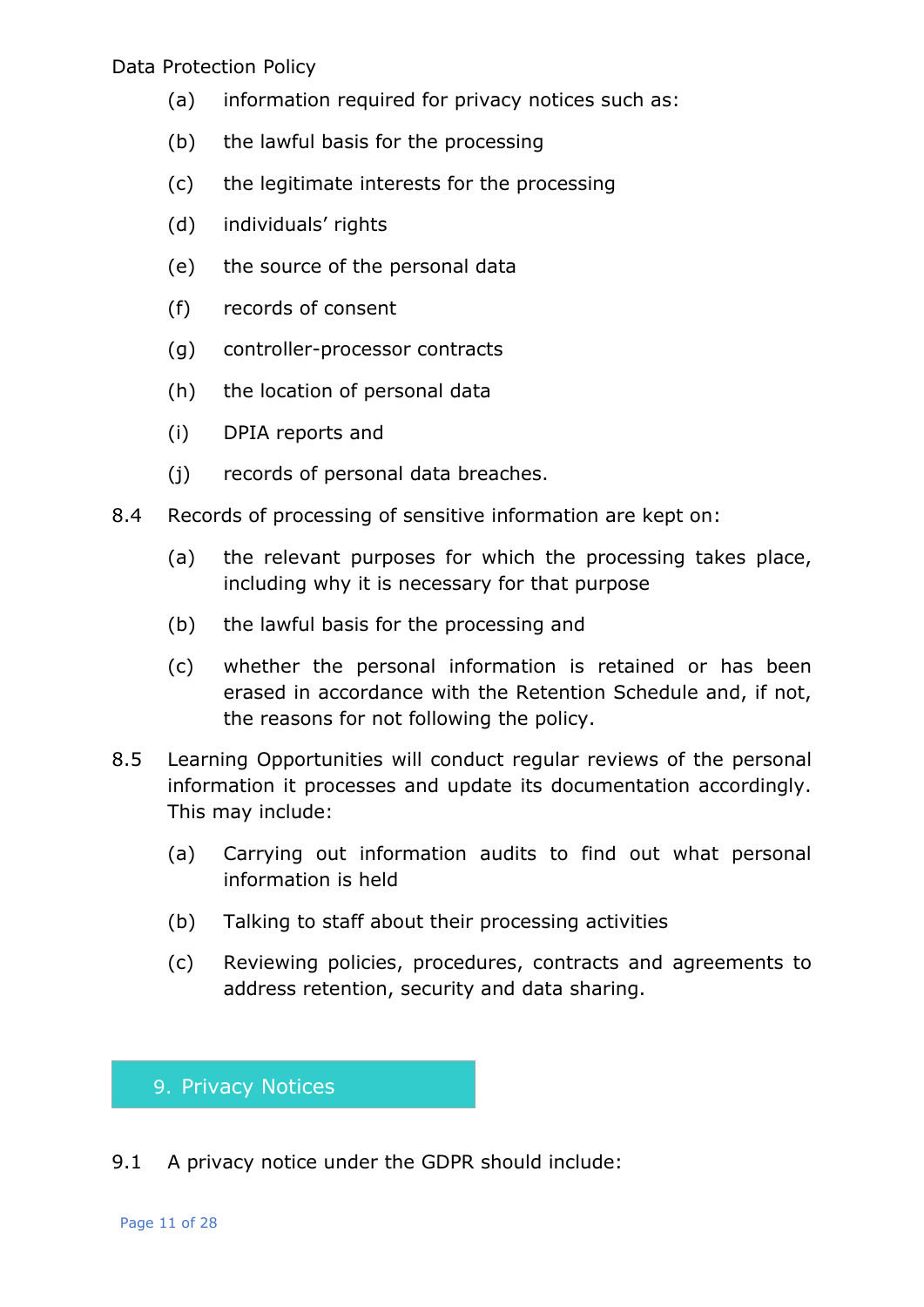(a) information required for privacy notices such as:

(b) the lawful basis for the processing

(c) the legitimate interests for the processing

(d) individuals' rights

(e) the source of the personal data

(f) records of consent

(g) controller-processor contracts

(h) the location of personal data

(i) DPIA reports and

(j) records of personal data breaches.

8.4 Records of processing of sensitive information are kept on:

(a) the relevant purposes for which the processing takes place, including why it is necessary for that purpose

(b) the lawful basis for the processing and

(c) whether the personal information is retained or has been erased in accordance with the Retention Schedule and, if not, the reasons for not following the policy.

8.5 Learning Opportunities will conduct regular reviews of the personal information it processes and update its documentation accordingly. This may include:

(a) Carrying out information audits to find out what personal information is held

(b) Talking to staff about their processing activities

(c) Reviewing policies, procedures, contracts and agreements to address retention, security and data sharing.

## 9. Privacy Notices

9.1 A privacy notice under the GDPR should include: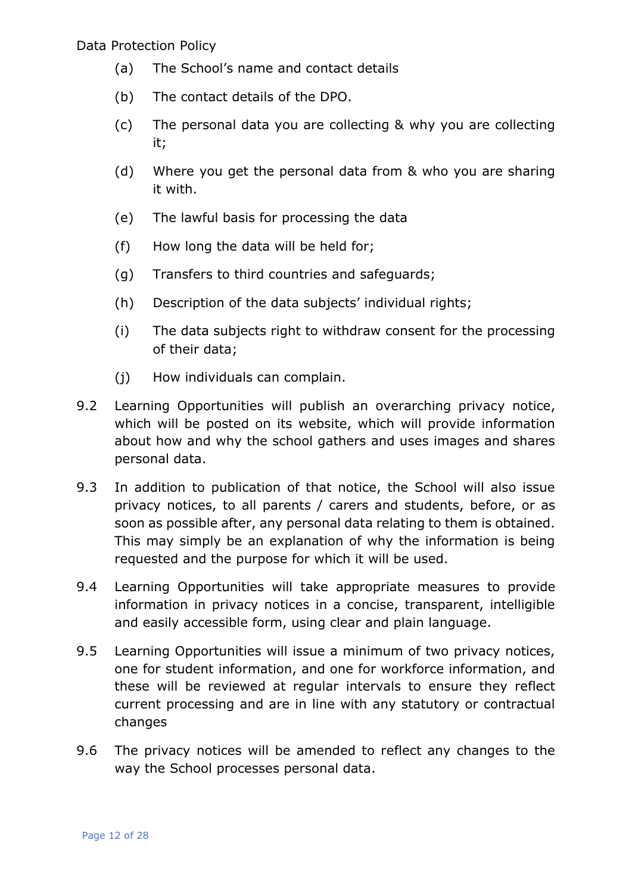(a) The School's name and contact details

(b) The contact details of the DPO.

(c) The personal data you are collecting & why you are collecting it;

(d) Where you get the personal data from & who you are sharing it with.

(e) The lawful basis for processing the data

(f) How long the data will be held for;

(g) Transfers to third countries and safeguards;

(h) Description of the data subjects' individual rights;

(i) The data subjects right to withdraw consent for the processing of their data;

(j) How individuals can complain.

9.2 Learning Opportunities will publish an overarching privacy notice, which will be posted on its website, which will provide information about how and why the school gathers and uses images and shares personal data.

9.3 In addition to publication of that notice, the School will also issue privacy notices, to all parents / carers and students, before, or as soon as possible after, any personal data relating to them is obtained. This may simply be an explanation of why the information is being requested and the purpose for which it will be used.

9.4 Learning Opportunities will take appropriate measures to provide information in privacy notices in a concise, transparent, intelligible and easily accessible form, using clear and plain language.

9.5 Learning Opportunities will issue a minimum of two privacy notices, one for student information, and one for workforce information, and these will be reviewed at regular intervals to ensure they reflect current processing and are in line with any statutory or contractual changes

9.6 The privacy notices will be amended to reflect any changes to the way the School processes personal data.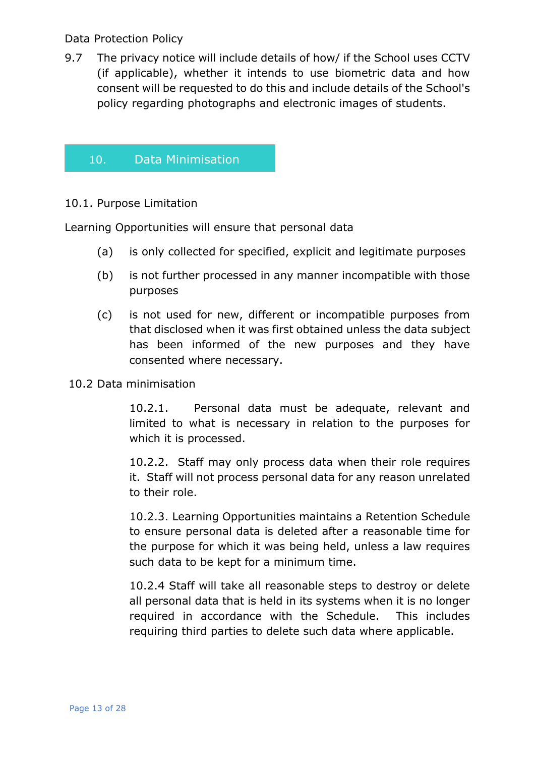9.7 The privacy notice will include details of how/ if the School uses CCTV (if applicable), whether it intends to use biometric data and how consent will be requested to do this and include details of the School's policy regarding photographs and electronic images of students.

## 10. Data Minimisation

10.1. Purpose Limitation

Learning Opportunities will ensure that personal data

(a) is only collected for specified, explicit and legitimate purposes

(b) is not further processed in any manner incompatible with those purposes

(c) is not used for new, different or incompatible purposes from that disclosed when it was first obtained unless the data subject has been informed of the new purposes and they have consented where necessary.

10.2 Data minimisation

10.2.1. Personal data must be adequate, relevant and limited to what is necessary in relation to the purposes for which it is processed.

10.2.2. Staff may only process data when their role requires it. Staff will not process personal data for any reason unrelated to their role.

10.2.3. Learning Opportunities maintains a Retention Schedule to ensure personal data is deleted after a reasonable time for the purpose for which it was being held, unless a law requires such data to be kept for a minimum time.

10.2.4 Staff will take all reasonable steps to destroy or delete all personal data that is held in its systems when it is no longer required in accordance with the Schedule. This includes requiring third parties to delete such data where applicable.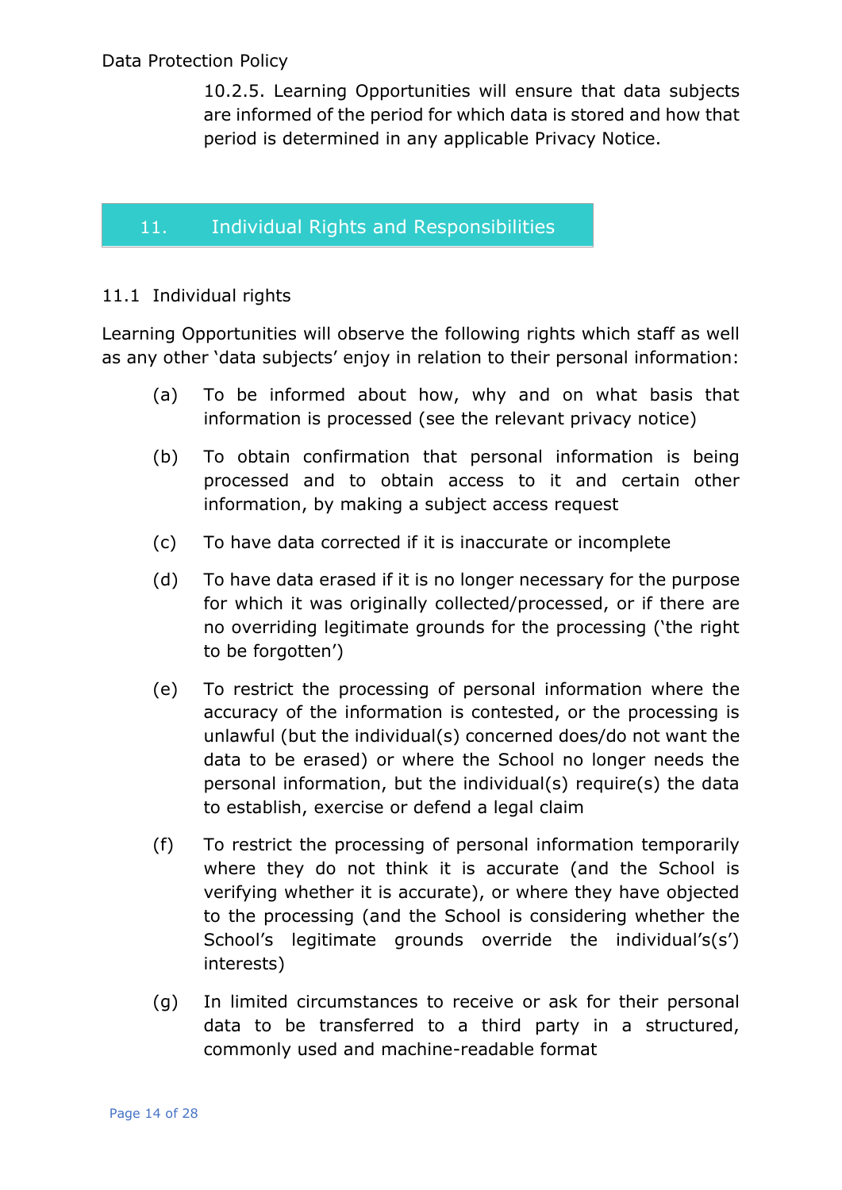10.2.5. Learning Opportunities will ensure that data subjects are informed of the period for which data is stored and how that period is determined in any applicable Privacy Notice.

## 11. Individual Rights and Responsibilities

### 11.1 Individual rights

Learning Opportunities will observe the following rights which staff as well as any other 'data subjects' enjoy in relation to their personal information:

(a) To be informed about how, why and on what basis that information is processed (see the relevant privacy notice)

(b) To obtain confirmation that personal information is being processed and to obtain access to it and certain other information, by making a subject access request

(c) To have data corrected if it is inaccurate or incomplete

(d) To have data erased if it is no longer necessary for the purpose for which it was originally collected/processed, or if there are no overriding legitimate grounds for the processing ('the right to be forgotten')

(e) To restrict the processing of personal information where the accuracy of the information is contested, or the processing is unlawful (but the individual(s) concerned does/do not want the data to be erased) or where the School no longer needs the personal information, but the individual(s) require(s) the data to establish, exercise or defend a legal claim

(f) To restrict the processing of personal information temporarily where they do not think it is accurate (and the School is verifying whether it is accurate), or where they have objected to the processing (and the School is considering whether the School's legitimate grounds override the individual's(s') interests)

(g) In limited circumstances to receive or ask for their personal data to be transferred to a third party in a structured, commonly used and machine-readable format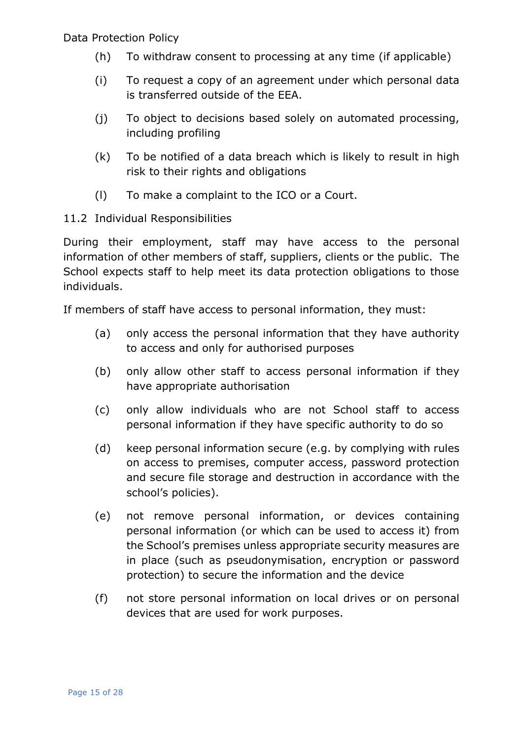(h) To withdraw consent to processing at any time (if applicable)

(i) To request a copy of an agreement under which personal data is transferred outside of the EEA.

(j) To object to decisions based solely on automated processing, including profiling

(k) To be notified of a data breach which is likely to result in high risk to their rights and obligations

(l) To make a complaint to the ICO or a Court.

### 11.2 Individual Responsibilities

During their employment, staff may have access to the personal information of other members of staff, suppliers, clients or the public. The School expects staff to help meet its data protection obligations to those individuals.

If members of staff have access to personal information, they must:

(a) only access the personal information that they have authority to access and only for authorised purposes

(b) only allow other staff to access personal information if they have appropriate authorisation

(c) only allow individuals who are not School staff to access personal information if they have specific authority to do so

(d) keep personal information secure (e.g. by complying with rules on access to premises, computer access, password protection and secure file storage and destruction in accordance with the school's policies).

(e) not remove personal information, or devices containing personal information (or which can be used to access it) from the School's premises unless appropriate security measures are in place (such as pseudonymisation, encryption or password protection) to secure the information and the device

(f) not store personal information on local drives or on personal devices that are used for work purposes.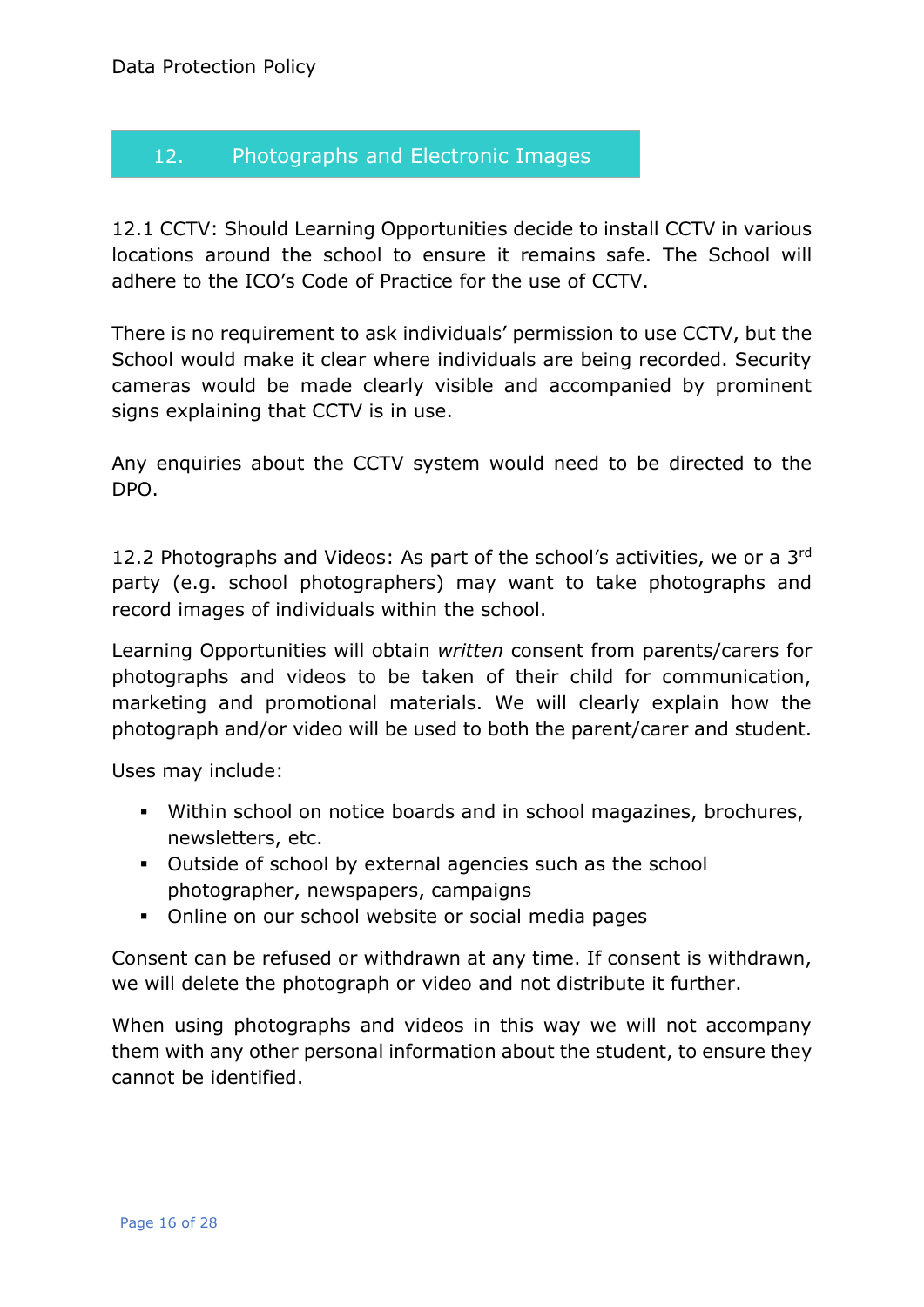## 12. Photographs and Electronic Images

12.1 CCTV: Should Learning Opportunities decide to install CCTV in various locations around the school to ensure it remains safe. The School will adhere to the ICO's Code of Practice for the use of CCTV.

There is no requirement to ask individuals' permission to use CCTV, but the School would make it clear where individuals are being recorded. Security cameras would be made clearly visible and accompanied by prominent signs explaining that CCTV is in use.

Any enquiries about the CCTV system would need to be directed to the DPO.

12.2 Photographs and Videos: As part of the school's activities, we or a 3rd party (e.g. school photographers) may want to take photographs and record images of individuals within the school.

Learning Opportunities will obtain *written* consent from parents/carers for photographs and videos to be taken of their child for communication, marketing and promotional materials. We will clearly explain how the photograph and/or video will be used to both the parent/carer and student.

Uses may include:

- Within school on notice boards and in school magazines, brochures, newsletters, etc.
- Outside of school by external agencies such as the school photographer, newspapers, campaigns
- Online on our school website or social media pages

Consent can be refused or withdrawn at any time. If consent is withdrawn, we will delete the photograph or video and not distribute it further.

When using photographs and videos in this way we will not accompany them with any other personal information about the student, to ensure they cannot be identified.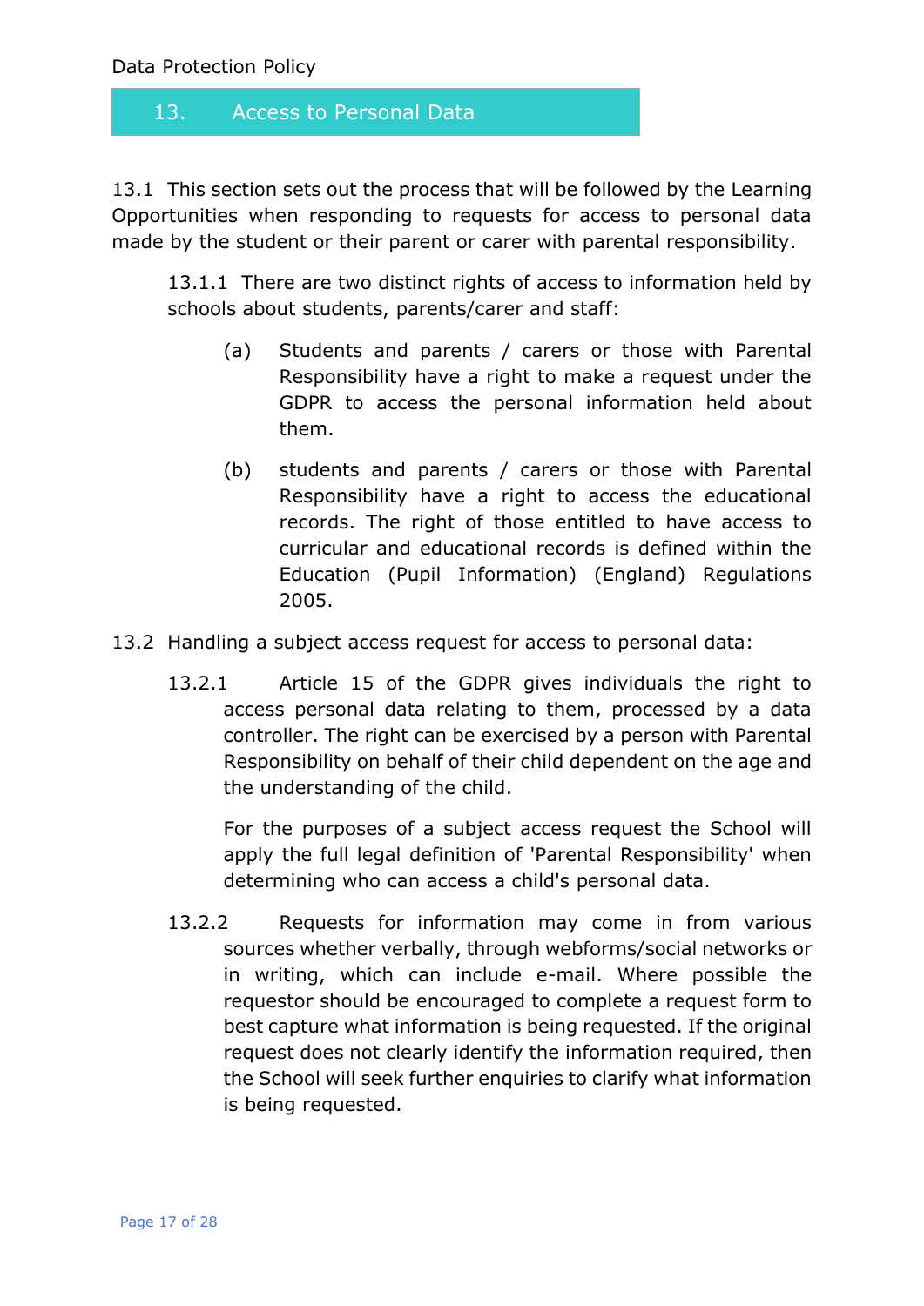## 13. Access to Personal Data

13.1 This section sets out the process that will be followed by the Learning Opportunities when responding to requests for access to personal data made by the student or their parent or carer with parental responsibility.

13.1.1 There are two distinct rights of access to information held by schools about students, parents/carer and staff:

(a) Students and parents / carers or those with Parental Responsibility have a right to make a request under the GDPR to access the personal information held about them.

(b) students and parents / carers or those with Parental Responsibility have a right to access the educational records. The right of those entitled to have access to curricular and educational records is defined within the Education (Pupil Information) (England) Regulations 2005.

13.2 Handling a subject access request for access to personal data:

13.2.1 Article 15 of the GDPR gives individuals the right to access personal data relating to them, processed by a data controller. The right can be exercised by a person with Parental Responsibility on behalf of their child dependent on the age and the understanding of the child.

For the purposes of a subject access request the School will apply the full legal definition of 'Parental Responsibility' when determining who can access a child's personal data.

13.2.2 Requests for information may come in from various sources whether verbally, through webforms/social networks or in writing, which can include e-mail. Where possible the requestor should be encouraged to complete a request form to best capture what information is being requested. If the original request does not clearly identify the information required, then the School will seek further enquiries to clarify what information is being requested.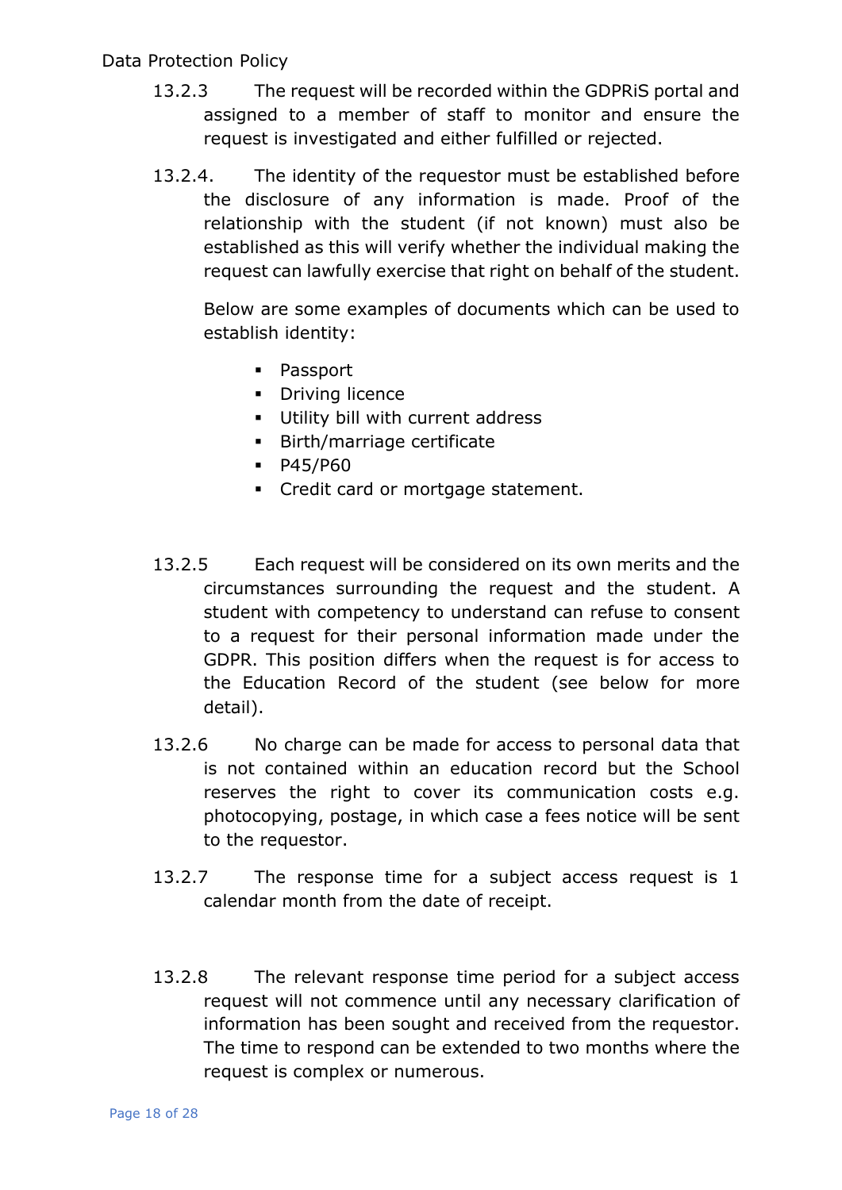13.2.3 The request will be recorded within the GDPRiS portal and assigned to a member of staff to monitor and ensure the request is investigated and either fulfilled or rejected.

13.2.4. The identity of the requestor must be established before the disclosure of any information is made. Proof of the relationship with the student (if not known) must also be established as this will verify whether the individual making the request can lawfully exercise that right on behalf of the student.

Below are some examples of documents which can be used to establish identity:

- Passport
- Driving licence
- Utility bill with current address
- Birth/marriage certificate
- P45/P60
- Credit card or mortgage statement.

13.2.5 Each request will be considered on its own merits and the circumstances surrounding the request and the student. A student with competency to understand can refuse to consent to a request for their personal information made under the GDPR. This position differs when the request is for access to the Education Record of the student (see below for more detail).

13.2.6 No charge can be made for access to personal data that is not contained within an education record but the School reserves the right to cover its communication costs e.g. photocopying, postage, in which case a fees notice will be sent to the requestor.

13.2.7 The response time for a subject access request is 1 calendar month from the date of receipt.

13.2.8 The relevant response time period for a subject access request will not commence until any necessary clarification of information has been sought and received from the requestor. The time to respond can be extended to two months where the request is complex or numerous.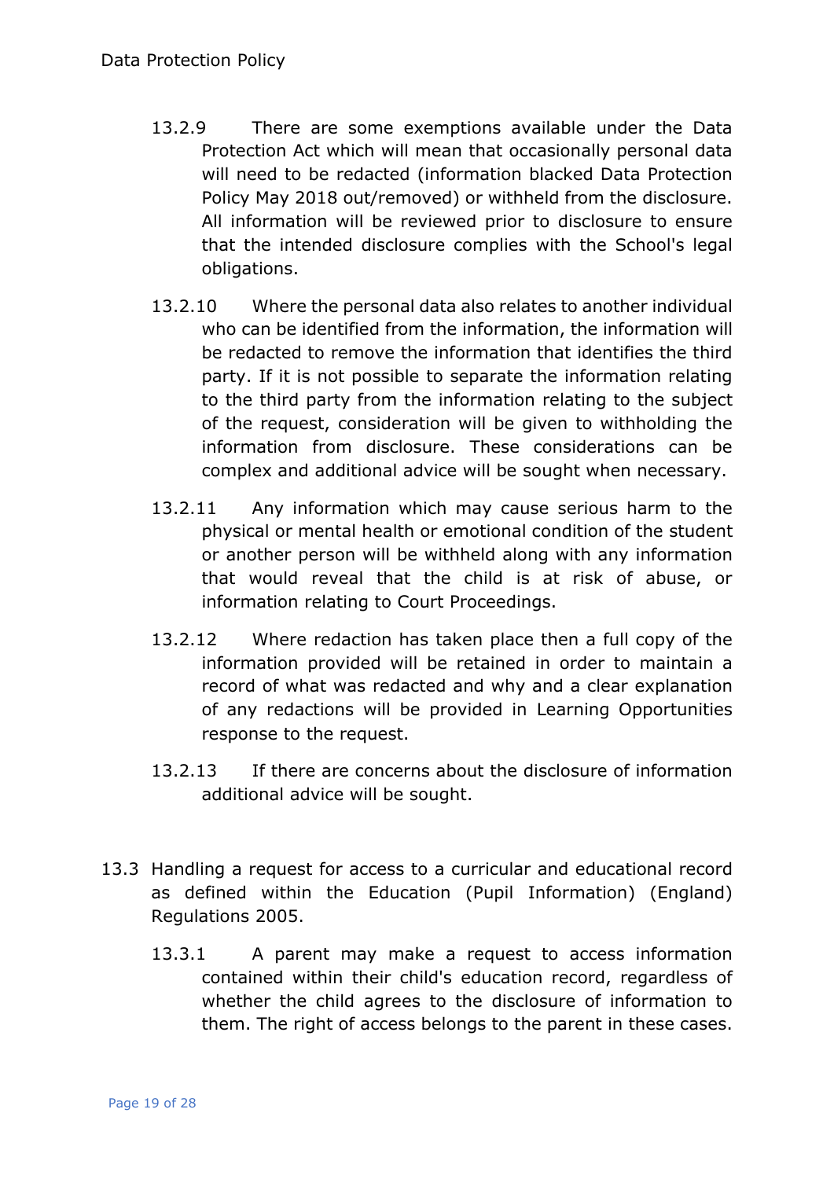13.2.9 There are some exemptions available under the Data Protection Act which will mean that occasionally personal data will need to be redacted (information blacked Data Protection Policy May 2018 out/removed) or withheld from the disclosure. All information will be reviewed prior to disclosure to ensure that the intended disclosure complies with the School's legal obligations.

13.2.10 Where the personal data also relates to another individual who can be identified from the information, the information will be redacted to remove the information that identifies the third party. If it is not possible to separate the information relating to the third party from the information relating to the subject of the request, consideration will be given to withholding the information from disclosure. These considerations can be complex and additional advice will be sought when necessary.

13.2.11 Any information which may cause serious harm to the physical or mental health or emotional condition of the student or another person will be withheld along with any information that would reveal that the child is at risk of abuse, or information relating to Court Proceedings.

13.2.12 Where redaction has taken place then a full copy of the information provided will be retained in order to maintain a record of what was redacted and why and a clear explanation of any redactions will be provided in Learning Opportunities response to the request.

13.2.13 If there are concerns about the disclosure of information additional advice will be sought.

13.3 Handling a request for access to a curricular and educational record as defined within the Education (Pupil Information) (England) Regulations 2005.

13.3.1 A parent may make a request to access information contained within their child's education record, regardless of whether the child agrees to the disclosure of information to them. The right of access belongs to the parent in these cases.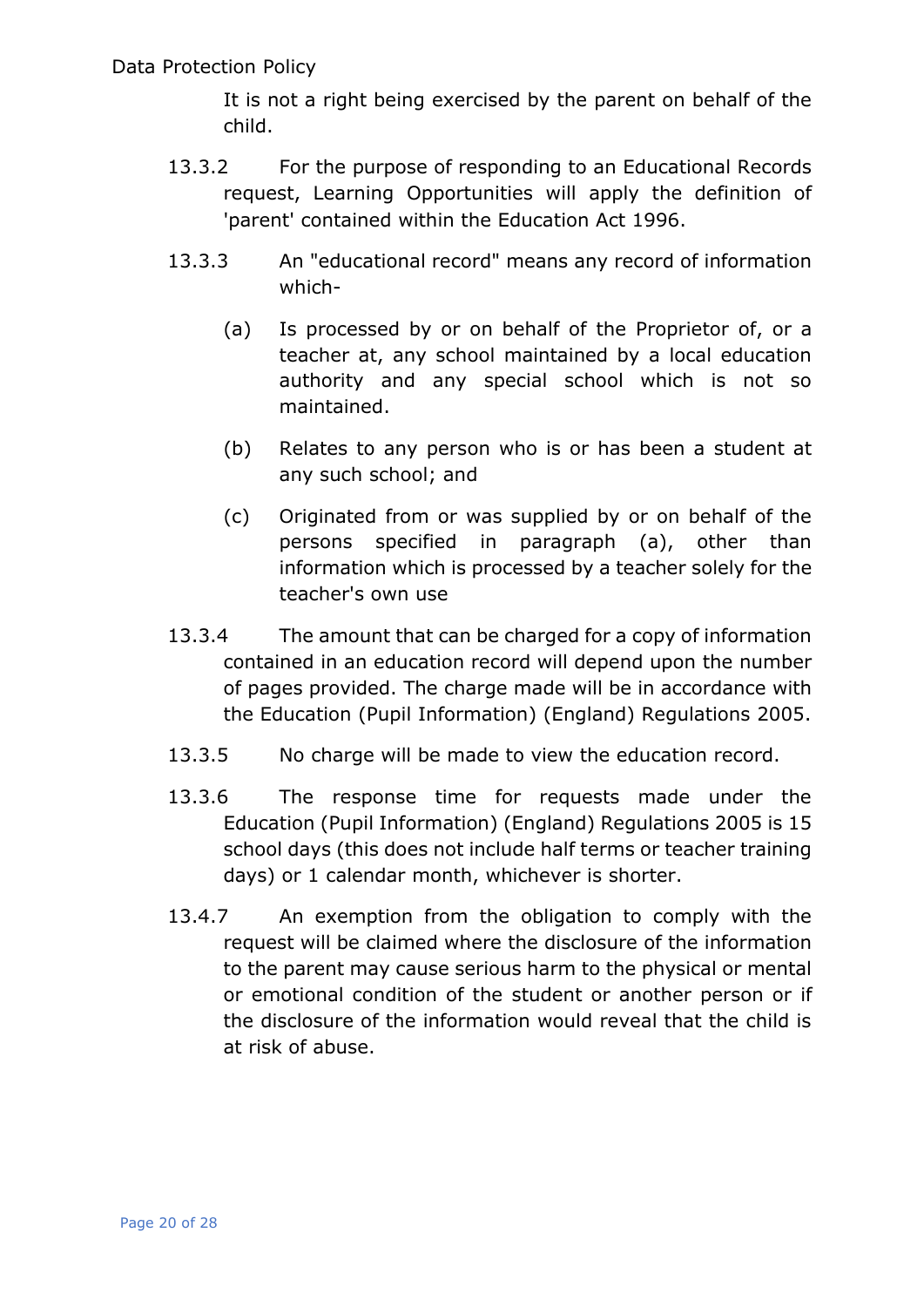It is not a right being exercised by the parent on behalf of the child.

13.3.2 For the purpose of responding to an Educational Records request, Learning Opportunities will apply the definition of 'parent' contained within the Education Act 1996.

13.3.3 An "educational record" means any record of information which-

(a) Is processed by or on behalf of the Proprietor of, or a teacher at, any school maintained by a local education authority and any special school which is not so maintained.

(b) Relates to any person who is or has been a student at any such school; and

(c) Originated from or was supplied by or on behalf of the persons specified in paragraph (a), other than information which is processed by a teacher solely for the teacher's own use

13.3.4 The amount that can be charged for a copy of information contained in an education record will depend upon the number of pages provided. The charge made will be in accordance with the Education (Pupil Information) (England) Regulations 2005.

13.3.5 No charge will be made to view the education record.

13.3.6 The response time for requests made under the Education (Pupil Information) (England) Regulations 2005 is 15 school days (this does not include half terms or teacher training days) or 1 calendar month, whichever is shorter.

13.4.7 An exemption from the obligation to comply with the request will be claimed where the disclosure of the information to the parent may cause serious harm to the physical or mental or emotional condition of the student or another person or if the disclosure of the information would reveal that the child is at risk of abuse.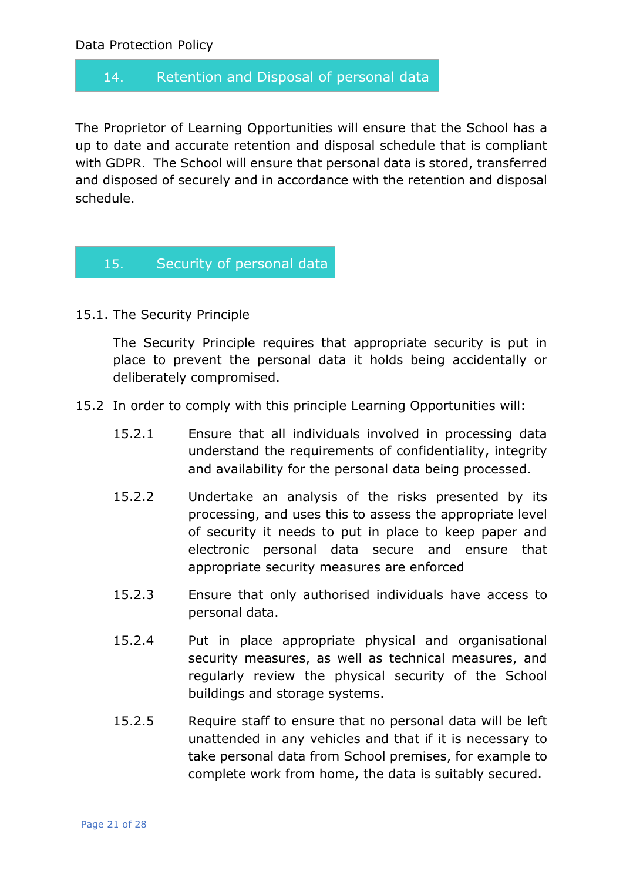## 14. Retention and Disposal of personal data

The Proprietor of Learning Opportunities will ensure that the School has a up to date and accurate retention and disposal schedule that is compliant with GDPR. The School will ensure that personal data is stored, transferred and disposed of securely and in accordance with the retention and disposal schedule.

## 15. Security of personal data

15.1. The Security Principle

The Security Principle requires that appropriate security is put in place to prevent the personal data it holds being accidentally or deliberately compromised.

15.2 In order to comply with this principle Learning Opportunities will:

15.2.1 Ensure that all individuals involved in processing data understand the requirements of confidentiality, integrity and availability for the personal data being processed.

15.2.2 Undertake an analysis of the risks presented by its processing, and uses this to assess the appropriate level of security it needs to put in place to keep paper and electronic personal data secure and ensure that appropriate security measures are enforced

15.2.3 Ensure that only authorised individuals have access to personal data.

15.2.4 Put in place appropriate physical and organisational security measures, as well as technical measures, and regularly review the physical security of the School buildings and storage systems.

15.2.5 Require staff to ensure that no personal data will be left unattended in any vehicles and that if it is necessary to take personal data from School premises, for example to complete work from home, the data is suitably secured.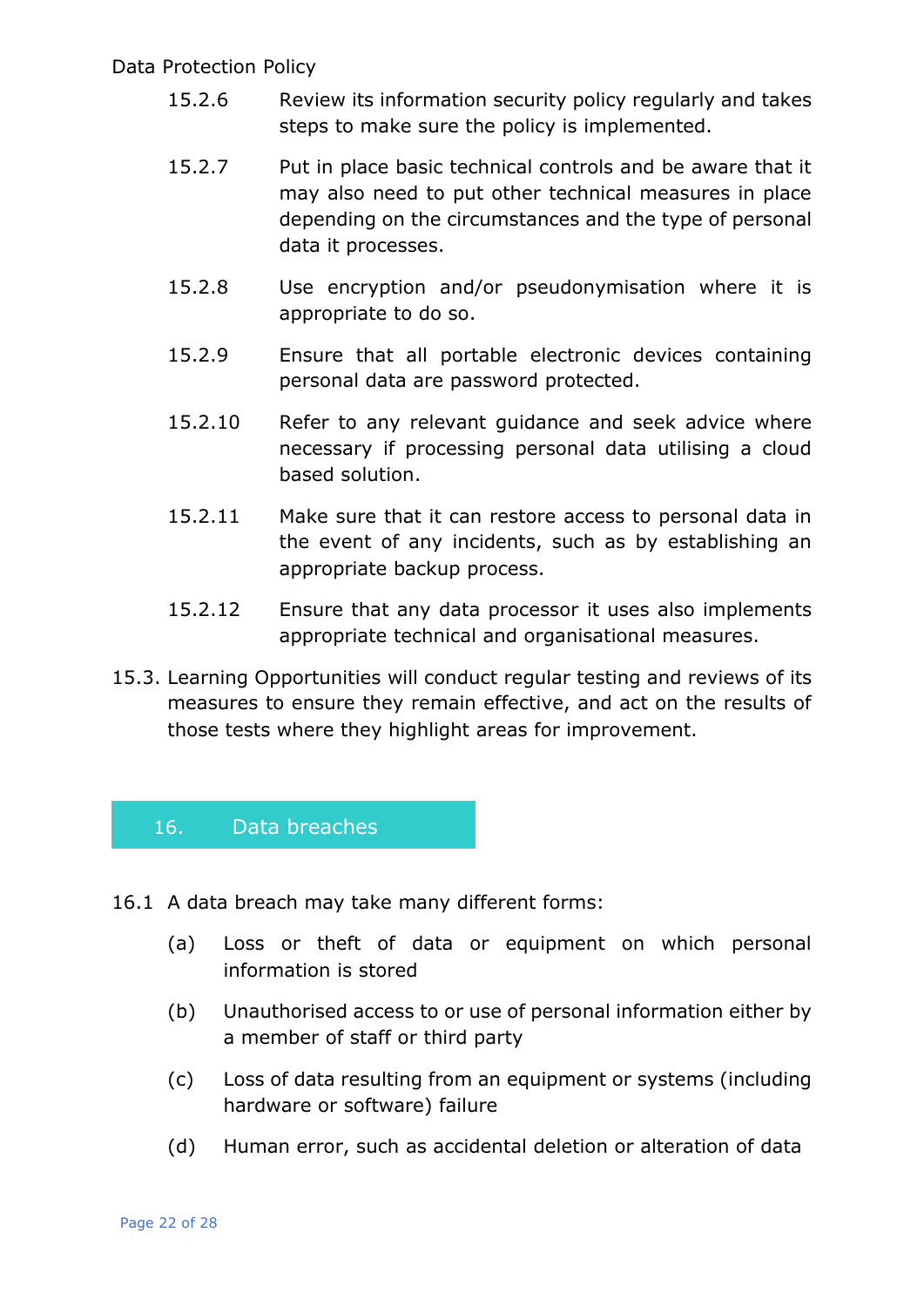15.2.6 Review its information security policy regularly and takes steps to make sure the policy is implemented.

15.2.7 Put in place basic technical controls and be aware that it may also need to put other technical measures in place depending on the circumstances and the type of personal data it processes.

15.2.8 Use encryption and/or pseudonymisation where it is appropriate to do so.

15.2.9 Ensure that all portable electronic devices containing personal data are password protected.

15.2.10 Refer to any relevant guidance and seek advice where necessary if processing personal data utilising a cloud based solution.

15.2.11 Make sure that it can restore access to personal data in the event of any incidents, such as by establishing an appropriate backup process.

15.2.12 Ensure that any data processor it uses also implements appropriate technical and organisational measures.

15.3. Learning Opportunities will conduct regular testing and reviews of its measures to ensure they remain effective, and act on the results of those tests where they highlight areas for improvement.

## 16. Data breaches

16.1 A data breach may take many different forms:

(a) Loss or theft of data or equipment on which personal information is stored

(b) Unauthorised access to or use of personal information either by a member of staff or third party

(c) Loss of data resulting from an equipment or systems (including hardware or software) failure

(d) Human error, such as accidental deletion or alteration of data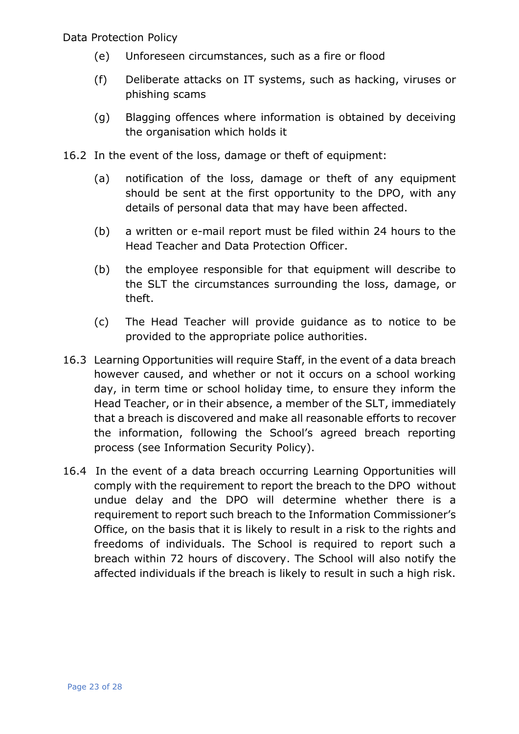(e) Unforeseen circumstances, such as a fire or flood

(f) Deliberate attacks on IT systems, such as hacking, viruses or phishing scams

(g) Blagging offences where information is obtained by deceiving the organisation which holds it

16.2 In the event of the loss, damage or theft of equipment:

(a) notification of the loss, damage or theft of any equipment should be sent at the first opportunity to the DPO, with any details of personal data that may have been affected.

(b) a written or e-mail report must be filed within 24 hours to the Head Teacher and Data Protection Officer.

(b) the employee responsible for that equipment will describe to the SLT the circumstances surrounding the loss, damage, or theft.

(c) The Head Teacher will provide guidance as to notice to be provided to the appropriate police authorities.

16.3 Learning Opportunities will require Staff, in the event of a data breach however caused, and whether or not it occurs on a school working day, in term time or school holiday time, to ensure they inform the Head Teacher, or in their absence, a member of the SLT, immediately that a breach is discovered and make all reasonable efforts to recover the information, following the School's agreed breach reporting process (see Information Security Policy).

16.4 In the event of a data breach occurring Learning Opportunities will comply with the requirement to report the breach to the DPO without undue delay and the DPO will determine whether there is a requirement to report such breach to the Information Commissioner's Office, on the basis that it is likely to result in a risk to the rights and freedoms of individuals. The School is required to report such a breach within 72 hours of discovery. The School will also notify the affected individuals if the breach is likely to result in such a high risk.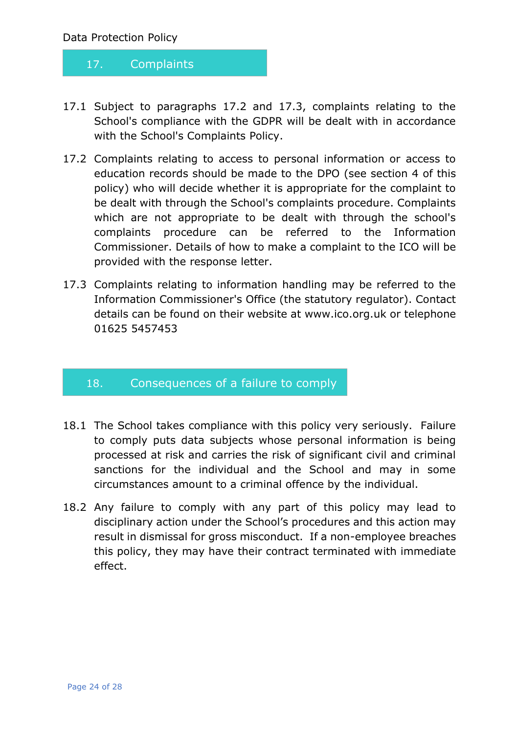## 17. Complaints

17.1 Subject to paragraphs 17.2 and 17.3, complaints relating to the School's compliance with the GDPR will be dealt with in accordance with the School's Complaints Policy.

17.2 Complaints relating to access to personal information or access to education records should be made to the DPO (see section 4 of this policy) who will decide whether it is appropriate for the complaint to be dealt with through the School's complaints procedure. Complaints which are not appropriate to be dealt with through the school's complaints procedure can be referred to the Information Commissioner. Details of how to make a complaint to the ICO will be provided with the response letter.

17.3 Complaints relating to information handling may be referred to the Information Commissioner's Office (the statutory regulator). Contact details can be found on their website at www.ico.org.uk or telephone 01625 5457453

## 18. Consequences of a failure to comply

18.1 The School takes compliance with this policy very seriously. Failure to comply puts data subjects whose personal information is being processed at risk and carries the risk of significant civil and criminal sanctions for the individual and the School and may in some circumstances amount to a criminal offence by the individual.

18.2 Any failure to comply with any part of this policy may lead to disciplinary action under the School's procedures and this action may result in dismissal for gross misconduct. If a non-employee breaches this policy, they may have their contract terminated with immediate effect.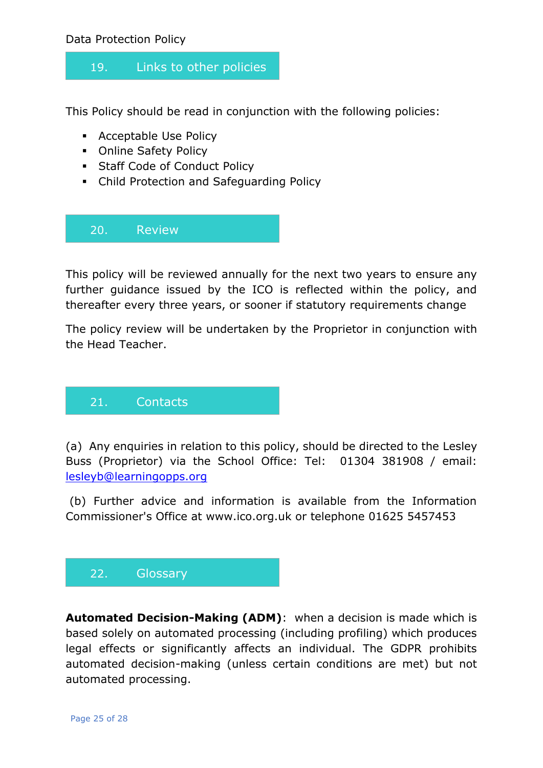## 19. Links to other policies

This Policy should be read in conjunction with the following policies:

- Acceptable Use Policy
- Online Safety Policy
- Staff Code of Conduct Policy
- Child Protection and Safeguarding Policy

## 20. Review

This policy will be reviewed annually for the next two years to ensure any further guidance issued by the ICO is reflected within the policy, and thereafter every three years, or sooner if statutory requirements change

The policy review will be undertaken by the Proprietor in conjunction with the Head Teacher.

## 21. Contacts

(a) Any enquiries in relation to this policy, should be directed to the Lesley Buss (Proprietor) via the School Office: Tel: 01304 381908 / email: lesleyb@learningopps.org

(b) Further advice and information is available from the Information Commissioner's Office at www.ico.org.uk or telephone 01625 5457453

## 22. Glossary

**Automated Decision-Making (ADM)**: when a decision is made which is based solely on automated processing (including profiling) which produces legal effects or significantly affects an individual. The GDPR prohibits automated decision-making (unless certain conditions are met) but not automated processing.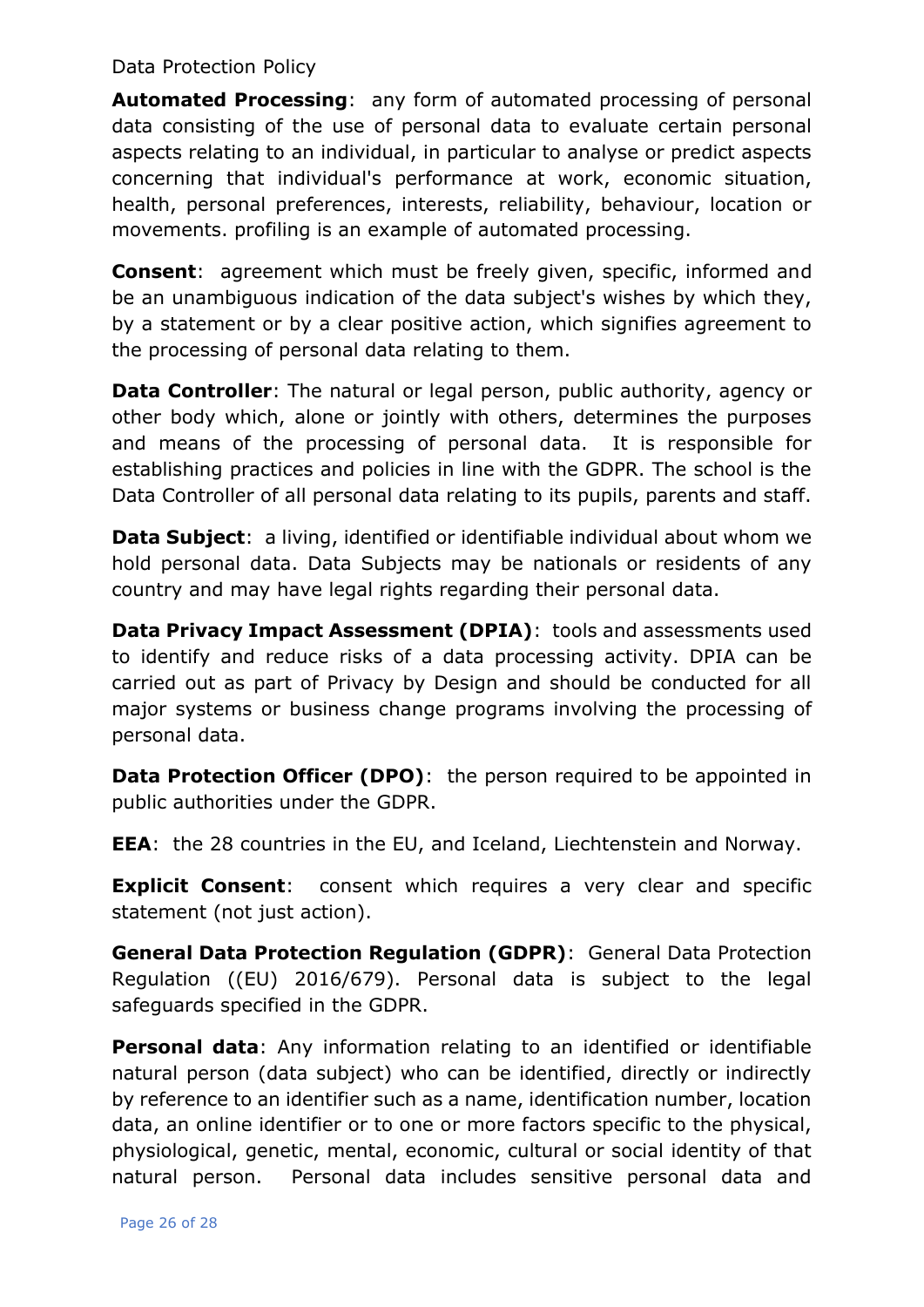**Automated Processing**: any form of automated processing of personal data consisting of the use of personal data to evaluate certain personal aspects relating to an individual, in particular to analyse or predict aspects concerning that individual's performance at work, economic situation, health, personal preferences, interests, reliability, behaviour, location or movements. profiling is an example of automated processing.

**Consent**: agreement which must be freely given, specific, informed and be an unambiguous indication of the data subject's wishes by which they, by a statement or by a clear positive action, which signifies agreement to the processing of personal data relating to them.

**Data Controller**: The natural or legal person, public authority, agency or other body which, alone or jointly with others, determines the purposes and means of the processing of personal data. It is responsible for establishing practices and policies in line with the GDPR. The school is the Data Controller of all personal data relating to its pupils, parents and staff.

**Data Subject**: a living, identified or identifiable individual about whom we hold personal data. Data Subjects may be nationals or residents of any country and may have legal rights regarding their personal data.

**Data Privacy Impact Assessment (DPIA)**: tools and assessments used to identify and reduce risks of a data processing activity. DPIA can be carried out as part of Privacy by Design and should be conducted for all major systems or business change programs involving the processing of personal data.

**Data Protection Officer (DPO)**: the person required to be appointed in public authorities under the GDPR.

**EEA**: the 28 countries in the EU, and Iceland, Liechtenstein and Norway.

**Explicit Consent**: consent which requires a very clear and specific statement (not just action).

**General Data Protection Regulation (GDPR)**: General Data Protection Regulation ((EU) 2016/679). Personal data is subject to the legal safeguards specified in the GDPR.

**Personal data**: Any information relating to an identified or identifiable natural person (data subject) who can be identified, directly or indirectly by reference to an identifier such as a name, identification number, location data, an online identifier or to one or more factors specific to the physical, physiological, genetic, mental, economic, cultural or social identity of that natural person. Personal data includes sensitive personal data and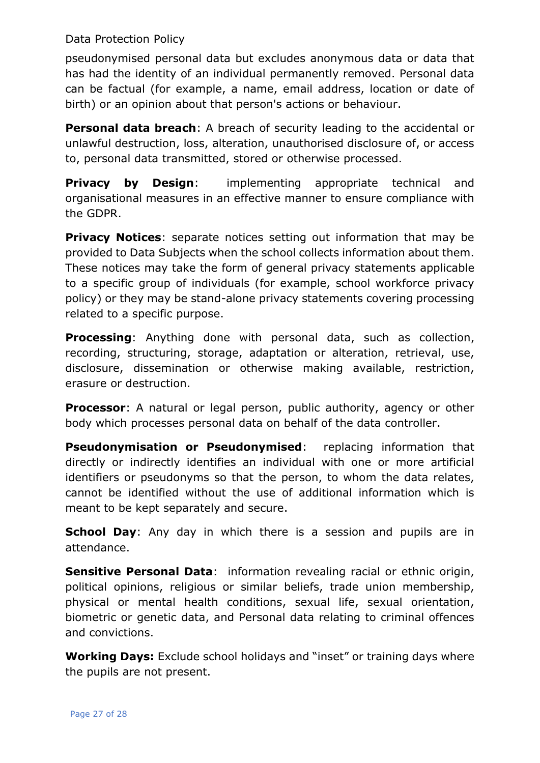pseudonymised personal data but excludes anonymous data or data that has had the identity of an individual permanently removed. Personal data can be factual (for example, a name, email address, location or date of birth) or an opinion about that person's actions or behaviour.

**Personal data breach**: A breach of security leading to the accidental or unlawful destruction, loss, alteration, unauthorised disclosure of, or access to, personal data transmitted, stored or otherwise processed.

**Privacy by Design**: implementing appropriate technical and organisational measures in an effective manner to ensure compliance with the GDPR.

**Privacy Notices**: separate notices setting out information that may be provided to Data Subjects when the school collects information about them. These notices may take the form of general privacy statements applicable to a specific group of individuals (for example, school workforce privacy policy) or they may be stand-alone privacy statements covering processing related to a specific purpose.

**Processing**: Anything done with personal data, such as collection, recording, structuring, storage, adaptation or alteration, retrieval, use, disclosure, dissemination or otherwise making available, restriction, erasure or destruction.

**Processor**: A natural or legal person, public authority, agency or other body which processes personal data on behalf of the data controller.

**Pseudonymisation or Pseudonymised**: replacing information that directly or indirectly identifies an individual with one or more artificial identifiers or pseudonyms so that the person, to whom the data relates, cannot be identified without the use of additional information which is meant to be kept separately and secure.

**School Day**: Any day in which there is a session and pupils are in attendance.

**Sensitive Personal Data**: information revealing racial or ethnic origin, political opinions, religious or similar beliefs, trade union membership, physical or mental health conditions, sexual life, sexual orientation, biometric or genetic data, and Personal data relating to criminal offences and convictions.

**Working Days:** Exclude school holidays and "inset" or training days where the pupils are not present.